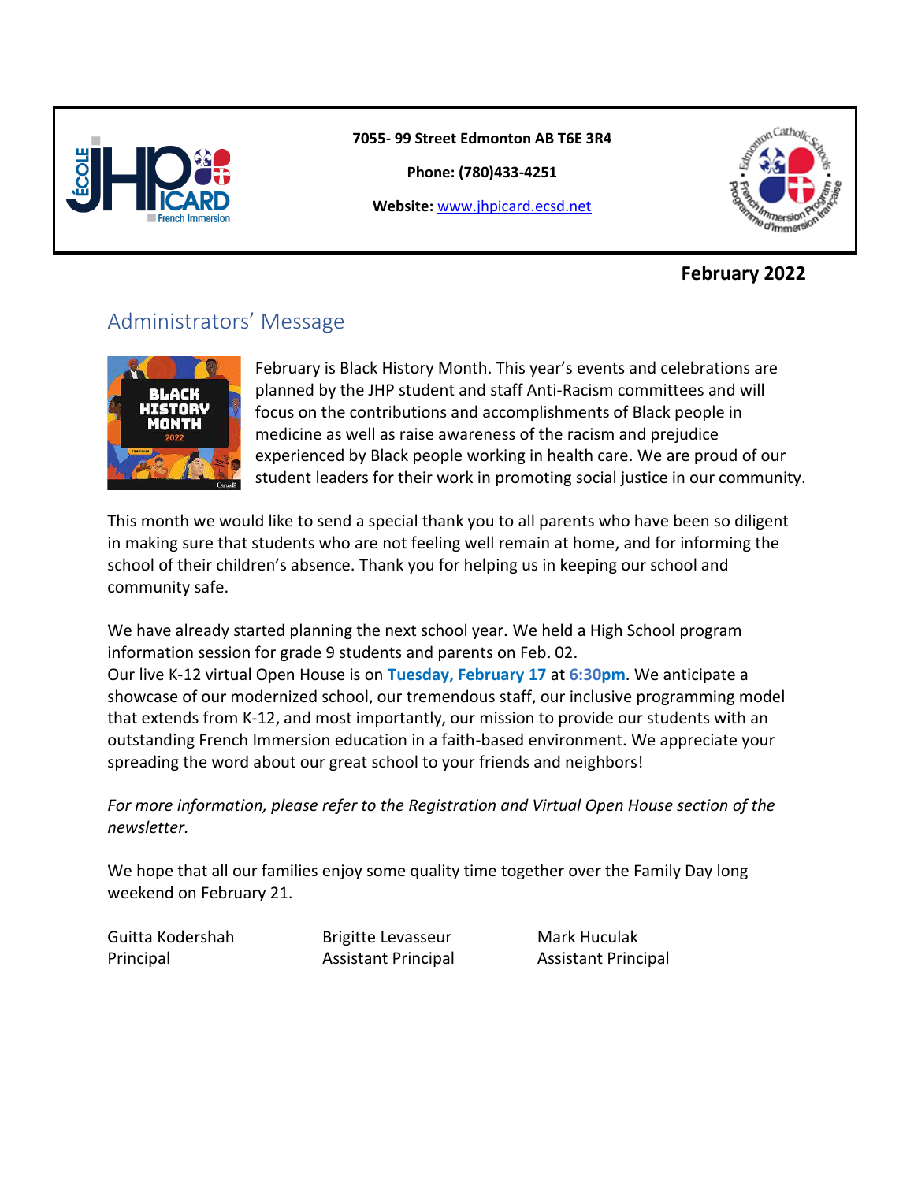**7055- 99 Street Edmonton AB T6E 3R4**

**Phone: (780)433-4251**

**Website:** [www.jhpicard.ecsd.net](http://www.jhpicard.ecsd.net)

**February 2022**

## Administrators' Message

February is Black History Month. This year's events and celebrations are planned by the JHP student and staff Anti-Racism committees and will focus on the contributions and accomplishments of Black people in medicine as well as raise awareness of the racism and prejudice experienced by Black people working in health care. We are proud of our student leaders for their work in promoting social justice in our community.

This month we would like to send a special thank you to all parents who have been so diligent in making sure that students who are not feeling well remain at home, and for informing the school of their children's absence. Thank you for helping us in keeping our school and community safe.

We have already started planning the next school year. We held a High School program information session for grade 9 students and parents on Feb. 02.
Our live K-12 virtual Open House is on **Tuesday, February 17** at **6:30pm**. We anticipate a showcase of our modernized school, our tremendous staff, our inclusive programming model that extends from K-12, and most importantly, our mission to provide our students with an outstanding French Immersion education in a faith-based environment. We appreciate your spreading the word about our great school to your friends and neighbors!

*For more information, please refer to the Registration and Virtual Open House section of the newsletter.*

We hope that all our families enjoy some quality time together over the Family Day long weekend on February 21.

Guitta Kodershah
Principal

Brigitte Levasseur
Assistant Principal

Mark Huculak
Assistant Principal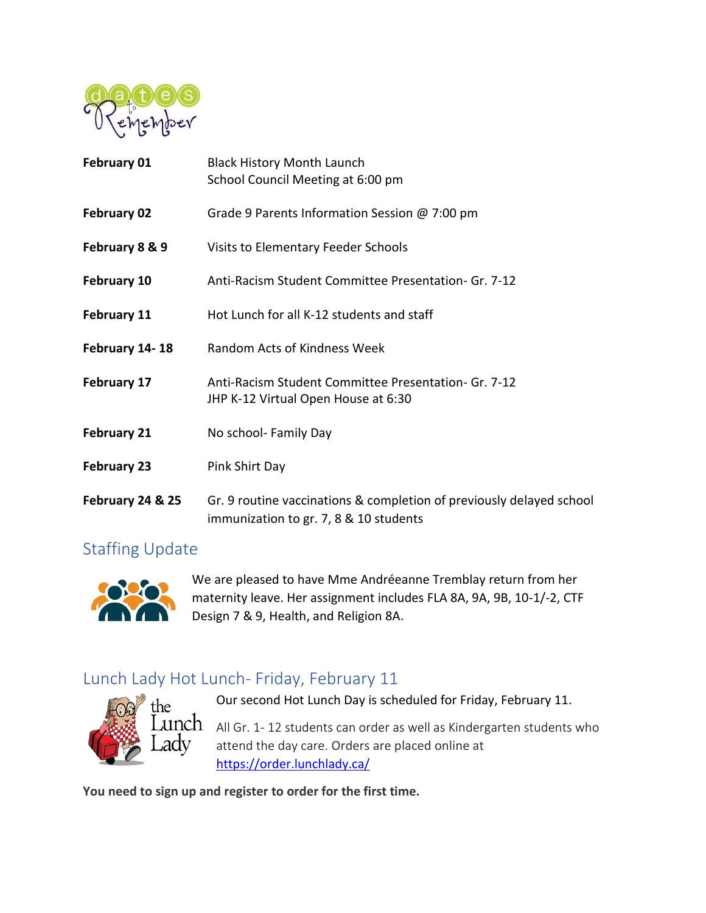# Dates to Remember

| | |
|---|---|
| **February 01** | Black History Month Launch<br>School Council Meeting at 6:00 pm |
| **February 02** | Grade 9 Parents Information Session @ 7:00 pm |
| **February 8 & 9** | Visits to Elementary Feeder Schools |
| **February 10** | Anti-Racism Student Committee Presentation- Gr. 7-12 |
| **February 11** | Hot Lunch for all K-12 students and staff |
| **February 14- 18** | Random Acts of Kindness Week |
| **February 17** | Anti-Racism Student Committee Presentation- Gr. 7-12<br>JHP K-12 Virtual Open House at 6:30 |
| **February 21** | No school- Family Day |
| **February 23** | Pink Shirt Day |
| **February 24 & 25** | Gr. 9 routine vaccinations & completion of previously delayed school immunization to gr. 7, 8 & 10 students |

## Staffing Update

We are pleased to have Mme Andréeanne Tremblay return from her maternity leave. Her assignment includes FLA 8A, 9A, 9B, 10-1/-2, CTF Design 7 & 9, Health, and Religion 8A.

## Lunch Lady Hot Lunch- Friday, February 11

Our second Hot Lunch Day is scheduled for Friday, February 11.

All Gr. 1- 12 students can order as well as Kindergarten students who attend the day care. Orders are placed online at [https://order.lunchlady.ca/](https://order.lunchlady.ca/)

**You need to sign up and register to order for the first time.**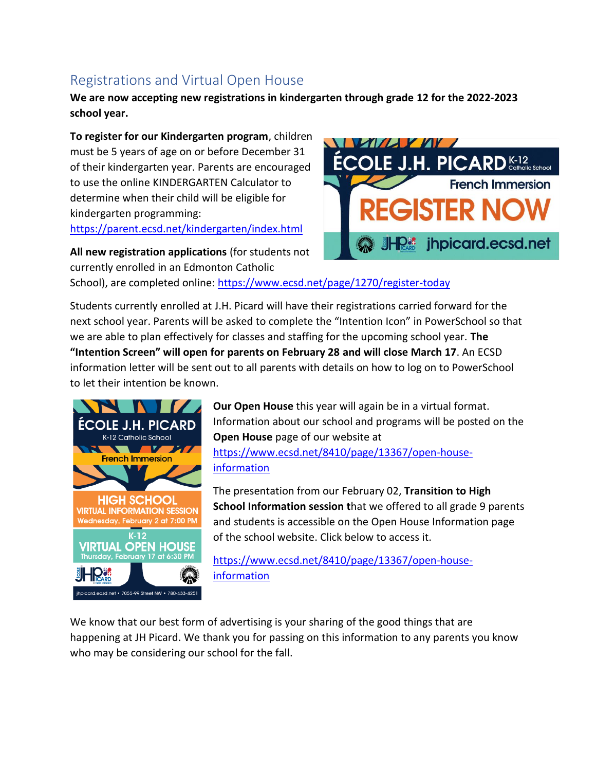## Registrations and Virtual Open House

**We are now accepting new registrations in kindergarten through grade 12 for the 2022-2023 school year.**

**To register for our Kindergarten program**, children must be 5 years of age on or before December 31 of their kindergarten year. Parents are encouraged to use the online KINDERGARTEN Calculator to determine when their child will be eligible for kindergarten programming: https://parent.ecsd.net/kindergarten/index.html

**All new registration applications** (for students not currently enrolled in an Edmonton Catholic School), are completed online: https://www.ecsd.net/page/1270/register-today

Students currently enrolled at J.H. Picard will have their registrations carried forward for the next school year. Parents will be asked to complete the "Intention Icon" in PowerSchool so that we are able to plan effectively for classes and staffing for the upcoming school year. **The "Intention Screen" will open for parents on February 28 and will close March 17**. An ECSD information letter will be sent out to all parents with details on how to log on to PowerSchool to let their intention be known.

**Our Open House** this year will again be in a virtual format. Information about our school and programs will be posted on the **Open House** page of our website at https://www.ecsd.net/8410/page/13367/open-house-information

The presentation from our February 02, **Transition to High School Information session t**hat we offered to all grade 9 parents and students is accessible on the Open House Information page of the school website. Click below to access it.

https://www.ecsd.net/8410/page/13367/open-house-information

We know that our best form of advertising is your sharing of the good things that are happening at JH Picard. We thank you for passing on this information to any parents you know who may be considering our school for the fall.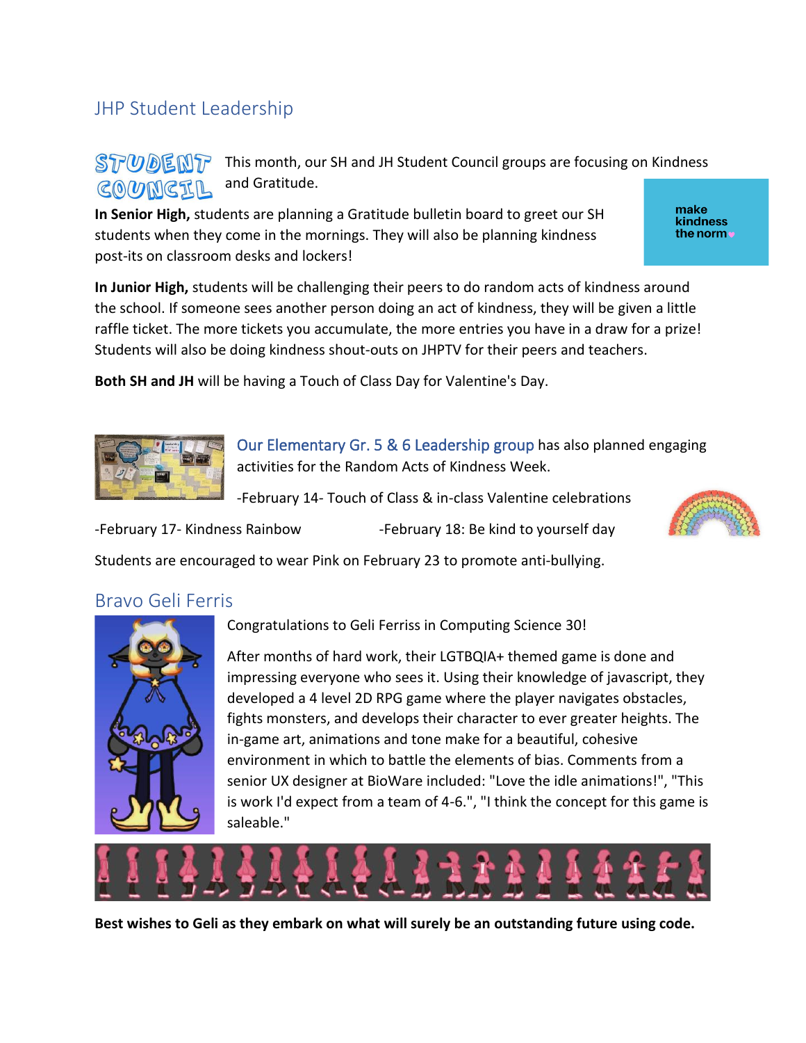## JHP Student Leadership

STUDENT COUNCIL

This month, our SH and JH Student Council groups are focusing on Kindness and Gratitude.

make kindness the norm

**In Senior High,** students are planning a Gratitude bulletin board to greet our SH students when they come in the mornings. They will also be planning kindness post-its on classroom desks and lockers!

**In Junior High,** students will be challenging their peers to do random acts of kindness around the school. If someone sees another person doing an act of kindness, they will be given a little raffle ticket. The more tickets you accumulate, the more entries you have in a draw for a prize! Students will also be doing kindness shout-outs on JHPTV for their peers and teachers.

**Both SH and JH** will be having a Touch of Class Day for Valentine's Day.

Our Elementary Gr. 5 & 6 Leadership group has also planned engaging activities for the Random Acts of Kindness Week.

- February 14- Touch of Class & in-class Valentine celebrations
- February 17- Kindness Rainbow
- February 18: Be kind to yourself day

Students are encouraged to wear Pink on February 23 to promote anti-bullying.

## Bravo Geli Ferris

Congratulations to Geli Ferriss in Computing Science 30!

After months of hard work, their LGTBQIA+ themed game is done and impressing everyone who sees it. Using their knowledge of javascript, they developed a 4 level 2D RPG game where the player navigates obstacles, fights monsters, and develops their character to ever greater heights. The in-game art, animations and tone make for a beautiful, cohesive environment in which to battle the elements of bias. Comments from a senior UX designer at BioWare included: "Love the idle animations!", "This is work I'd expect from a team of 4-6.", "I think the concept for this game is saleable."

**Best wishes to Geli as they embark on what will surely be an outstanding future using code.**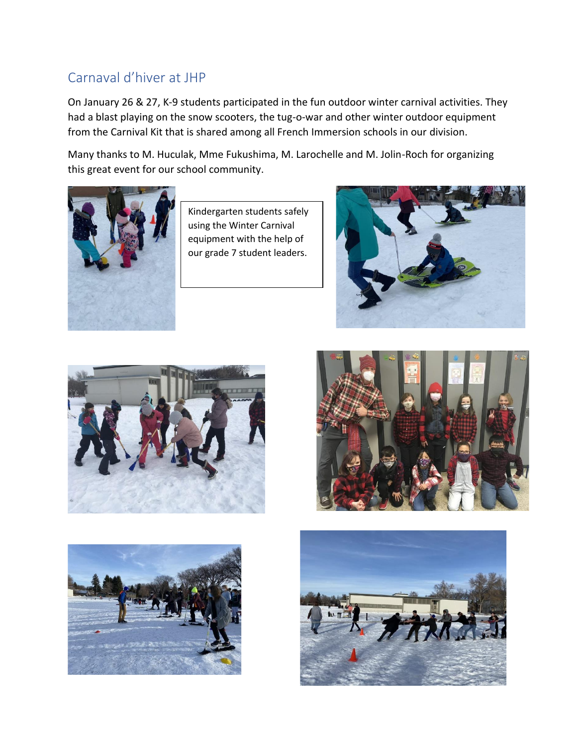## Carnaval d'hiver at JHP

On January 26 & 27, K-9 students participated in the fun outdoor winter carnival activities. They had a blast playing on the snow scooters, the tug-o-war and other winter outdoor equipment from the Carnival Kit that is shared among all French Immersion schools in our division.

Many thanks to M. Huculak, Mme Fukushima, M. Larochelle and M. Jolin-Roch for organizing this great event for our school community.

Kindergarten students safely using the Winter Carnival equipment with the help of our grade 7 student leaders.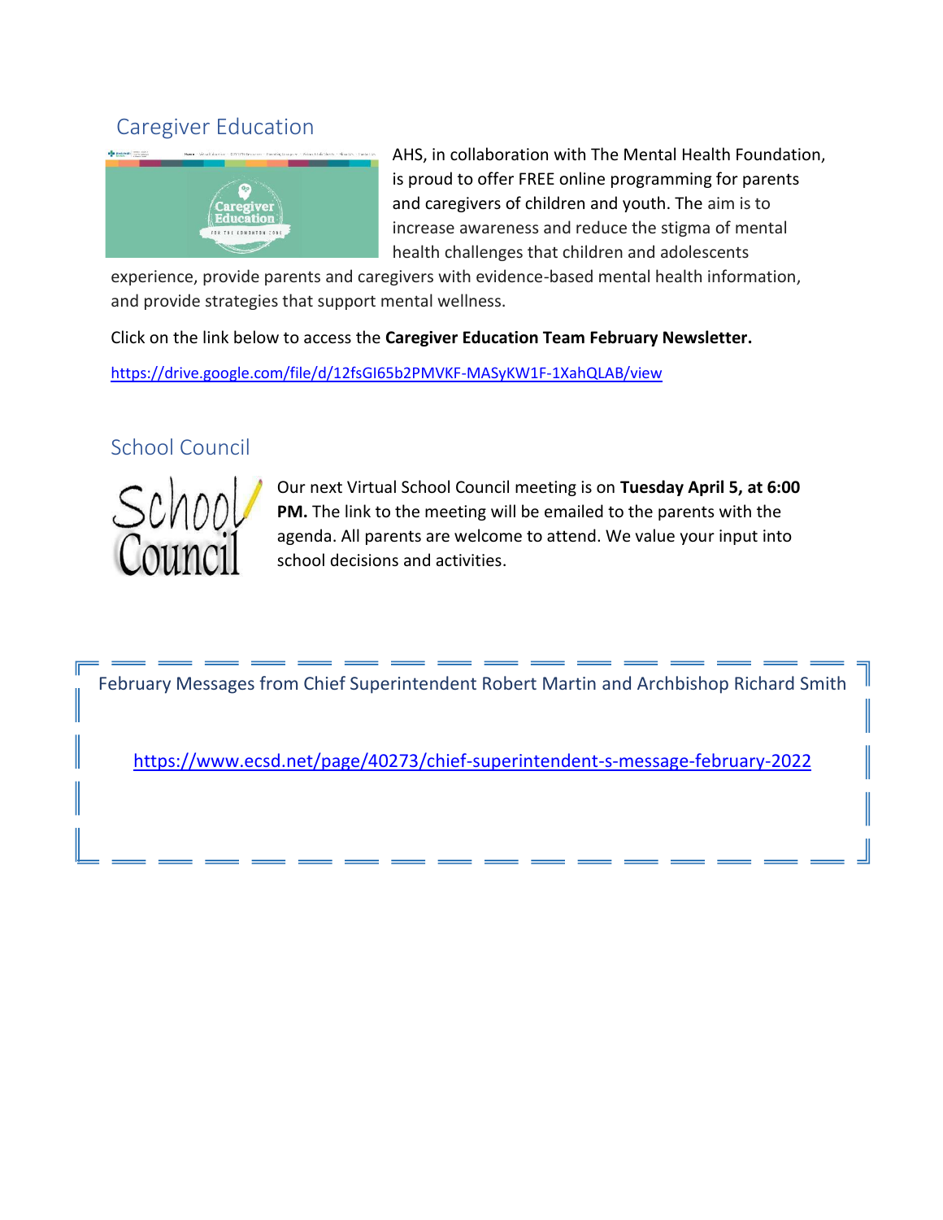## Caregiver Education

AHS, in collaboration with The Mental Health Foundation, is proud to offer FREE online programming for parents and caregivers of children and youth. The aim is to increase awareness and reduce the stigma of mental health challenges that children and adolescents experience, provide parents and caregivers with evidence-based mental health information, and provide strategies that support mental wellness.

Click on the link below to access the **Caregiver Education Team February Newsletter.**

https://drive.google.com/file/d/12fsGI65b2PMVKF-MASyKW1F-1XahQLAB/view

## School Council

Our next Virtual School Council meeting is on **Tuesday April 5, at 6:00 PM.** The link to the meeting will be emailed to the parents with the agenda. All parents are welcome to attend. We value your input into school decisions and activities.

February Messages from Chief Superintendent Robert Martin and Archbishop Richard Smith

https://www.ecsd.net/page/40273/chief-superintendent-s-message-february-2022